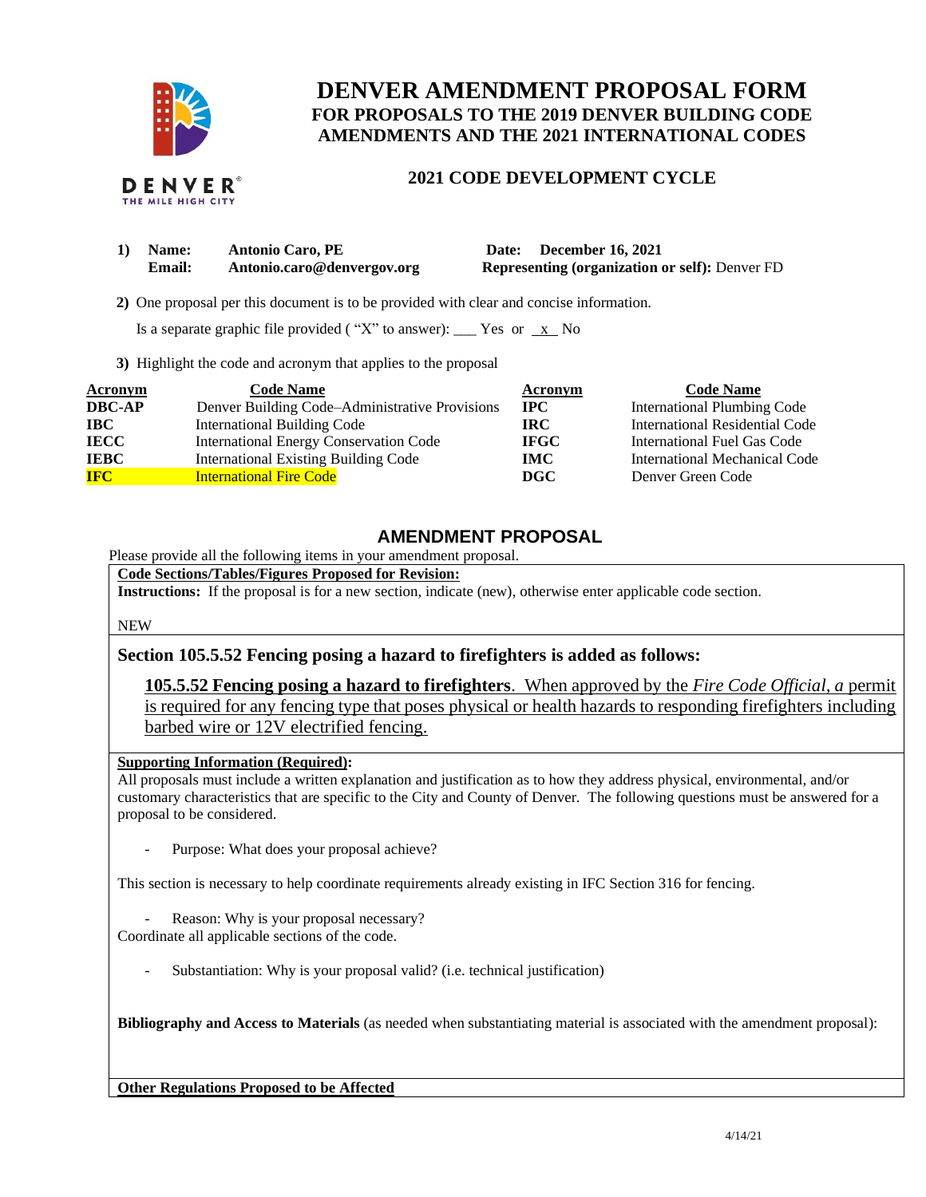# DENVER AMENDMENT PROPOSAL FORM

## FOR PROPOSALS TO THE 2019 DENVER BUILDING CODE AMENDMENTS AND THE 2021 INTERNATIONAL CODES

### 2021 CODE DEVELOPMENT CYCLE

1) **Name:** **Antonio Caro, PE** **Date:** **December 16, 2021**
   **Email:** **Antonio.caro@denvergov.org** **Representing (organization or self):** Denver FD

2) One proposal per this document is to be provided with clear and concise information.

   Is a separate graphic file provided ( "X" to answer): ___ Yes or _x_ No

3) Highlight the code and acronym that applies to the proposal

| Acronym | Code Name | Acronym | Code Name |
|---|---|---|---|
| **DBC-AP** | Denver Building Code–Administrative Provisions | **IPC** | International Plumbing Code |
| **IBC** | International Building Code | **IRC** | International Residential Code |
| **IECC** | International Energy Conservation Code | **IFGC** | International Fuel Gas Code |
| **IEBC** | International Existing Building Code | **IMC** | International Mechanical Code |
| **IFC** | International Fire Code | **DGC** | Denver Green Code |

## AMENDMENT PROPOSAL

Please provide all the following items in your amendment proposal.

**Code Sections/Tables/Figures Proposed for Revision:**

**Instructions:** If the proposal is for a new section, indicate (new), otherwise enter applicable code section.

NEW

**Section 105.5.52 Fencing posing a hazard to firefighters is added as follows:**

**105.5.52 Fencing posing a hazard to firefighters**. When approved by the *Fire Code Official*, *a* permit is required for any fencing type that poses physical or health hazards to responding firefighters including barbed wire or 12V electrified fencing.

**Supporting Information (Required):**

All proposals must include a written explanation and justification as to how they address physical, environmental, and/or customary characteristics that are specific to the City and County of Denver. The following questions must be answered for a proposal to be considered.

- Purpose: What does your proposal achieve?

This section is necessary to help coordinate requirements already existing in IFC Section 316 for fencing.

- Reason: Why is your proposal necessary?

Coordinate all applicable sections of the code.

- Substantiation: Why is your proposal valid? (i.e. technical justification)

**Bibliography and Access to Materials** (as needed when substantiating material is associated with the amendment proposal):

**Other Regulations Proposed to be Affected**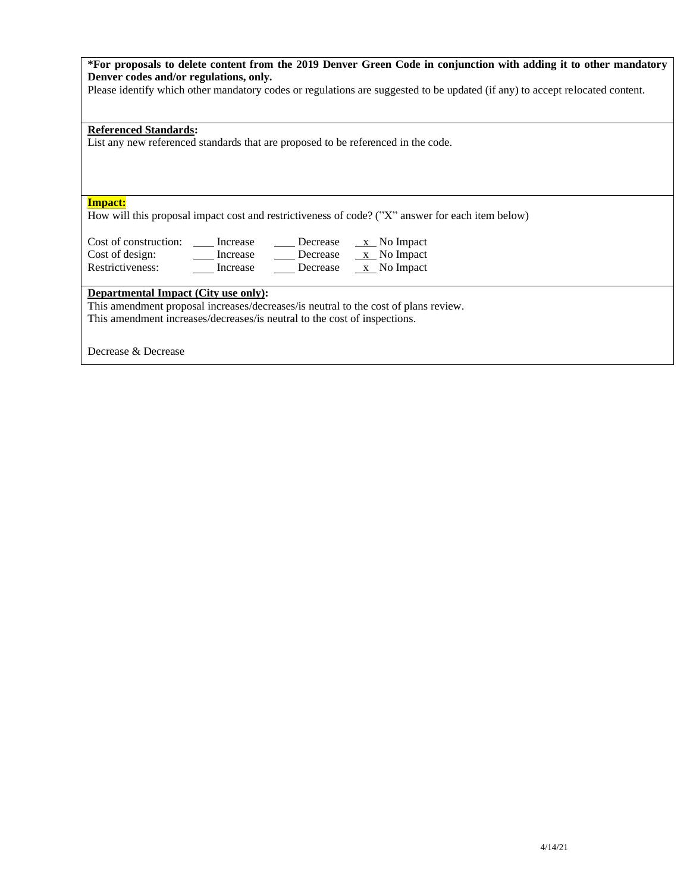**\*For proposals to delete content from the 2019 Denver Green Code in conjunction with adding it to other mandatory Denver codes and/or regulations, only.**

Please identify which other mandatory codes or regulations are suggested to be updated (if any) to accept relocated content.

**Referenced Standards:**

List any new referenced standards that are proposed to be referenced in the code.

**Impact:**

How will this proposal impact cost and restrictiveness of code? ("X" answer for each item below)

| | | | |
|---|---|---|---|
| Cost of construction: | ___ Increase | ___ Decrease | _x_ No Impact |
| Cost of design: | ___ Increase | ___ Decrease | _x_ No Impact |
| Restrictiveness: | ___ Increase | ___ Decrease | _x_ No Impact |

**Departmental Impact (City use only):**

This amendment proposal increases/decreases/is neutral to the cost of plans review.

This amendment increases/decreases/is neutral to the cost of inspections.

Decrease & Decrease

4/14/21